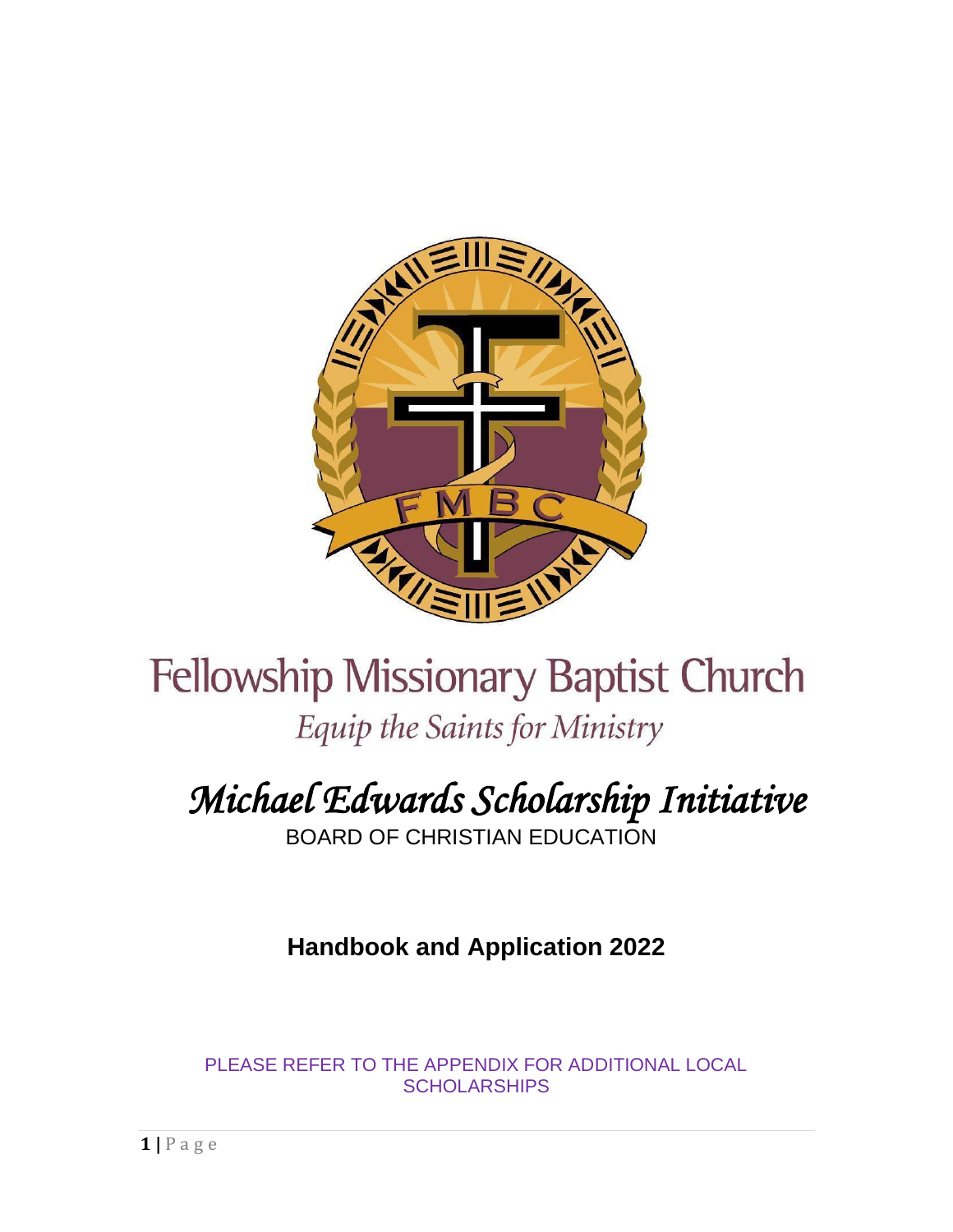# Fellowship Missionary Baptist Church

*Equip the Saints for Ministry*

## *Michael Edwards Scholarship Initiative*

BOARD OF CHRISTIAN EDUCATION

**Handbook and Application 2022**

PLEASE REFER TO THE APPENDIX FOR ADDITIONAL LOCAL SCHOLARSHIPS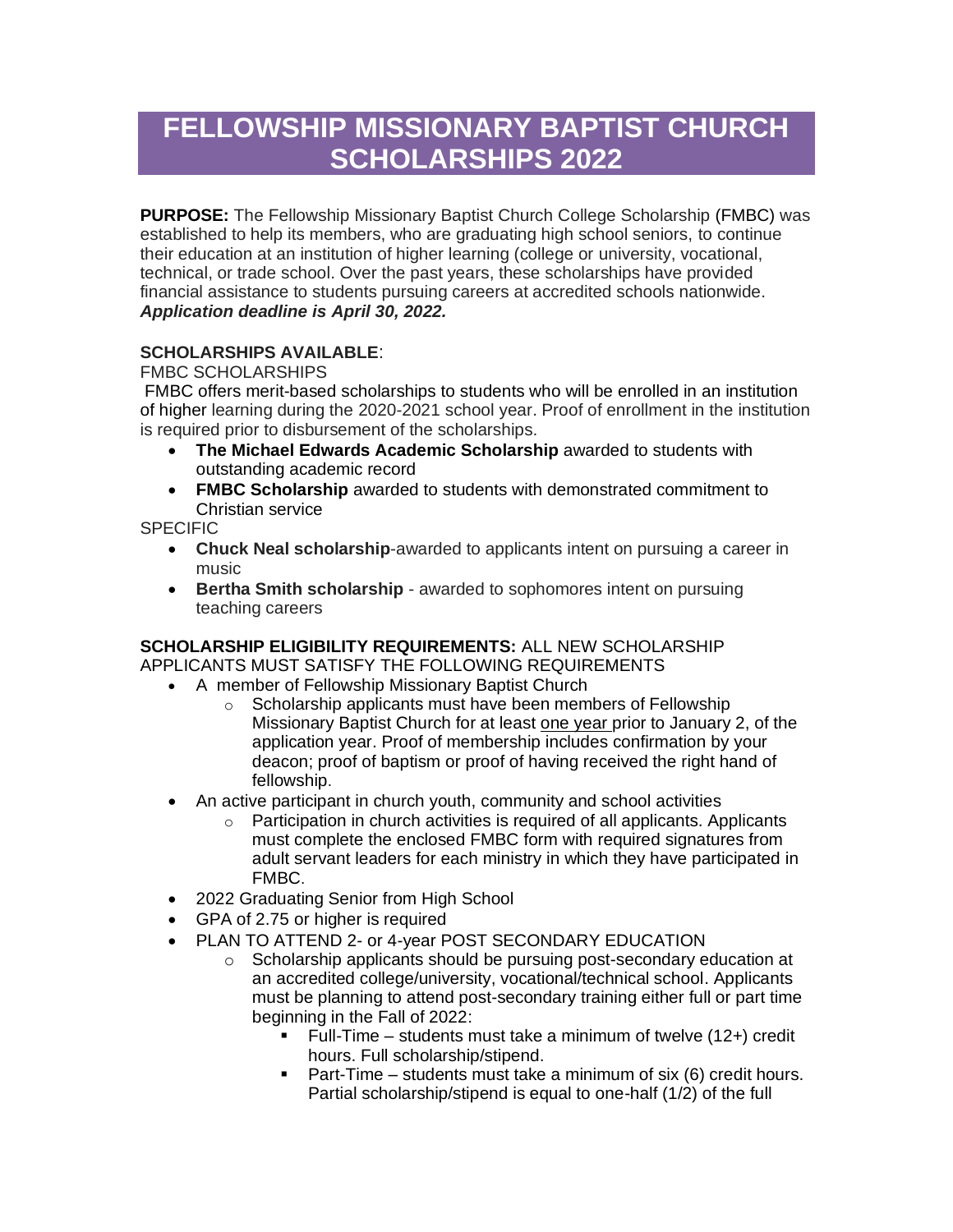# FELLOWSHIP MISSIONARY BAPTIST CHURCH SCHOLARSHIPS 2022

**PURPOSE:** The Fellowship Missionary Baptist Church College Scholarship (FMBC) was established to help its members, who are graduating high school seniors, to continue their education at an institution of higher learning (college or university, vocational, technical, or trade school. Over the past years, these scholarships have provided financial assistance to students pursuing careers at accredited schools nationwide. ***Application deadline is April 30, 2022.***

**SCHOLARSHIPS AVAILABLE**:

FMBC SCHOLARSHIPS

FMBC offers merit-based scholarships to students who will be enrolled in an institution of higher learning during the 2020-2021 school year. Proof of enrollment in the institution is required prior to disbursement of the scholarships.

- **The Michael Edwards Academic Scholarship** awarded to students with outstanding academic record
- **FMBC Scholarship** awarded to students with demonstrated commitment to Christian service

SPECIFIC

- **Chuck Neal scholarship**-awarded to applicants intent on pursuing a career in music
- **Bertha Smith scholarship** - awarded to sophomores intent on pursuing teaching careers

**SCHOLARSHIP ELIGIBILITY REQUIREMENTS:** ALL NEW SCHOLARSHIP APPLICANTS MUST SATISFY THE FOLLOWING REQUIREMENTS

- A member of Fellowship Missionary Baptist Church
  - Scholarship applicants must have been members of Fellowship Missionary Baptist Church for at least <u>one year</u> prior to January 2, of the application year. Proof of membership includes confirmation by your deacon; proof of baptism or proof of having received the right hand of fellowship.
- An active participant in church youth, community and school activities
  - Participation in church activities is required of all applicants. Applicants must complete the enclosed FMBC form with required signatures from adult servant leaders for each ministry in which they have participated in FMBC.
- 2022 Graduating Senior from High School
- GPA of 2.75 or higher is required
- PLAN TO ATTEND 2- or 4-year POST SECONDARY EDUCATION
  - Scholarship applicants should be pursuing post-secondary education at an accredited college/university, vocational/technical school. Applicants must be planning to attend post-secondary training either full or part time beginning in the Fall of 2022:
    - Full-Time – students must take a minimum of twelve (12+) credit hours. Full scholarship/stipend.
    - Part-Time – students must take a minimum of six (6) credit hours. Partial scholarship/stipend is equal to one-half (1/2) of the full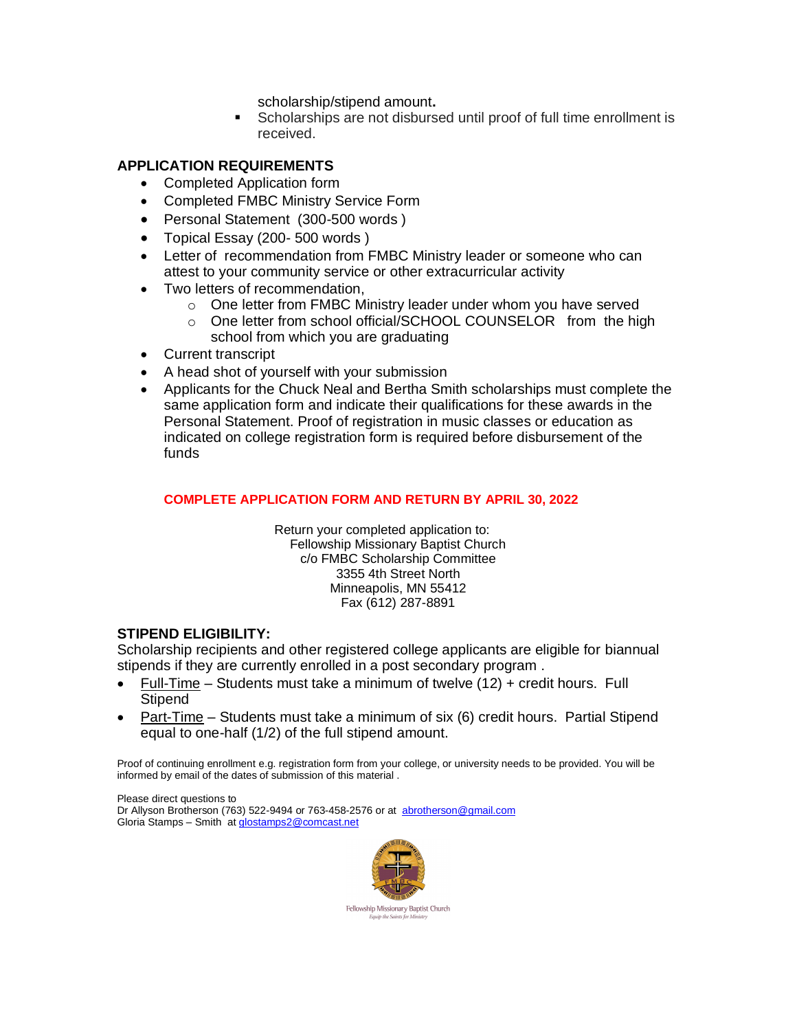scholarship/stipend amount**.**

- Scholarships are not disbursed until proof of full time enrollment is received.

**APPLICATION REQUIREMENTS**

- Completed Application form
- Completed FMBC Ministry Service Form
- Personal Statement (300-500 words )
- Topical Essay (200- 500 words )
- Letter of recommendation from FMBC Ministry leader or someone who can attest to your community service or other extracurricular activity
- Two letters of recommendation,
  - One letter from FMBC Ministry leader under whom you have served
  - One letter from school official/SCHOOL COUNSELOR from the high school from which you are graduating
- Current transcript
- A head shot of yourself with your submission
- Applicants for the Chuck Neal and Bertha Smith scholarships must complete the same application form and indicate their qualifications for these awards in the Personal Statement. Proof of registration in music classes or education as indicated on college registration form is required before disbursement of the funds

**COMPLETE APPLICATION FORM AND RETURN BY APRIL 30, 2022**

Return your completed application to:
Fellowship Missionary Baptist Church
c/o FMBC Scholarship Committee
3355 4th Street North
Minneapolis, MN 55412
Fax (612) 287-8891

**STIPEND ELIGIBILITY:**

Scholarship recipients and other registered college applicants are eligible for biannual stipends if they are currently enrolled in a post secondary program .

- Full-Time – Students must take a minimum of twelve (12) + credit hours. Full Stipend
- Part-Time – Students must take a minimum of six (6) credit hours. Partial Stipend equal to one-half (1/2) of the full stipend amount.

Proof of continuing enrollment e.g. registration form from your college, or university needs to be provided. You will be informed by email of the dates of submission of this material .

Please direct questions to
Dr Allyson Brotherson (763) 522-9494 or 763-458-2576 or at abrotherson@gmail.com
Gloria Stamps – Smith at glostamps2@comcast.net

Fellowship Missionary Baptist Church
*Equip the Saints for Ministry*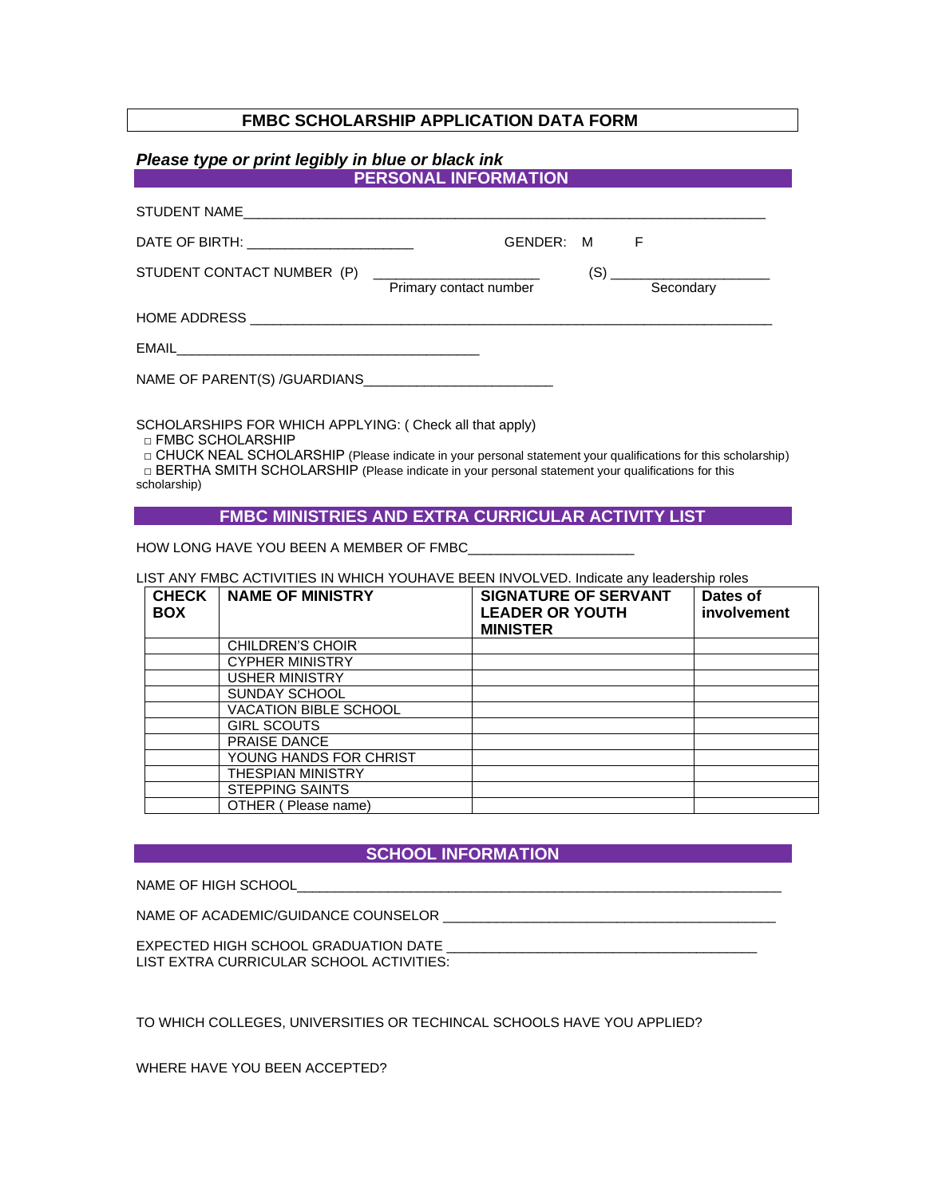# FMBC SCHOLARSHIP APPLICATION DATA FORM

***Please type or print legibly in blue or black ink***

## PERSONAL INFORMATION

STUDENT NAME_______________________________________________________________________

DATE OF BIRTH: ______________________ GENDER: M F

STUDENT CONTACT NUMBER (P) ______________________ (S) ____________________
Primary contact number Secondary

HOME ADDRESS ______________________________________________________________________

EMAIL_________________________________________

NAME OF PARENT(S) /GUARDIANS_________________________

SCHOLARSHIPS FOR WHICH APPLYING: ( Check all that apply)

□ FMBC SCHOLARSHIP
□ CHUCK NEAL SCHOLARSHIP (Please indicate in your personal statement your qualifications for this scholarship)
□ BERTHA SMITH SCHOLARSHIP (Please indicate in your personal statement your qualifications for this scholarship)

## FMBC MINISTRIES AND EXTRA CURRICULAR ACTIVITY LIST

HOW LONG HAVE YOU BEEN A MEMBER OF FMBC______________________

LIST ANY FMBC ACTIVITIES IN WHICH YOUHAVE BEEN INVOLVED. Indicate any leadership roles

| CHECK BOX | NAME OF MINISTRY | SIGNATURE OF SERVANT LEADER OR YOUTH MINISTER | Dates of involvement |
|---|---|---|---|
| | CHILDREN'S CHOIR | | |
| | CYPHER MINISTRY | | |
| | USHER MINISTRY | | |
| | SUNDAY SCHOOL | | |
| | VACATION BIBLE SCHOOL | | |
| | GIRL SCOUTS | | |
| | PRAISE DANCE | | |
| | YOUNG HANDS FOR CHRIST | | |
| | THESPIAN MINISTRY | | |
| | STEPPING SAINTS | | |
| | OTHER ( Please name) | | |

## SCHOOL INFORMATION

NAME OF HIGH SCHOOL____________________________________________________________________

NAME OF ACADEMIC/GUIDANCE COUNSELOR _____________________________________________

EXPECTED HIGH SCHOOL GRADUATION DATE ________________________________________
LIST EXTRA CURRICULAR SCHOOL ACTIVITIES:

TO WHICH COLLEGES, UNIVERSITIES OR TECHINCAL SCHOOLS HAVE YOU APPLIED?

WHERE HAVE YOU BEEN ACCEPTED?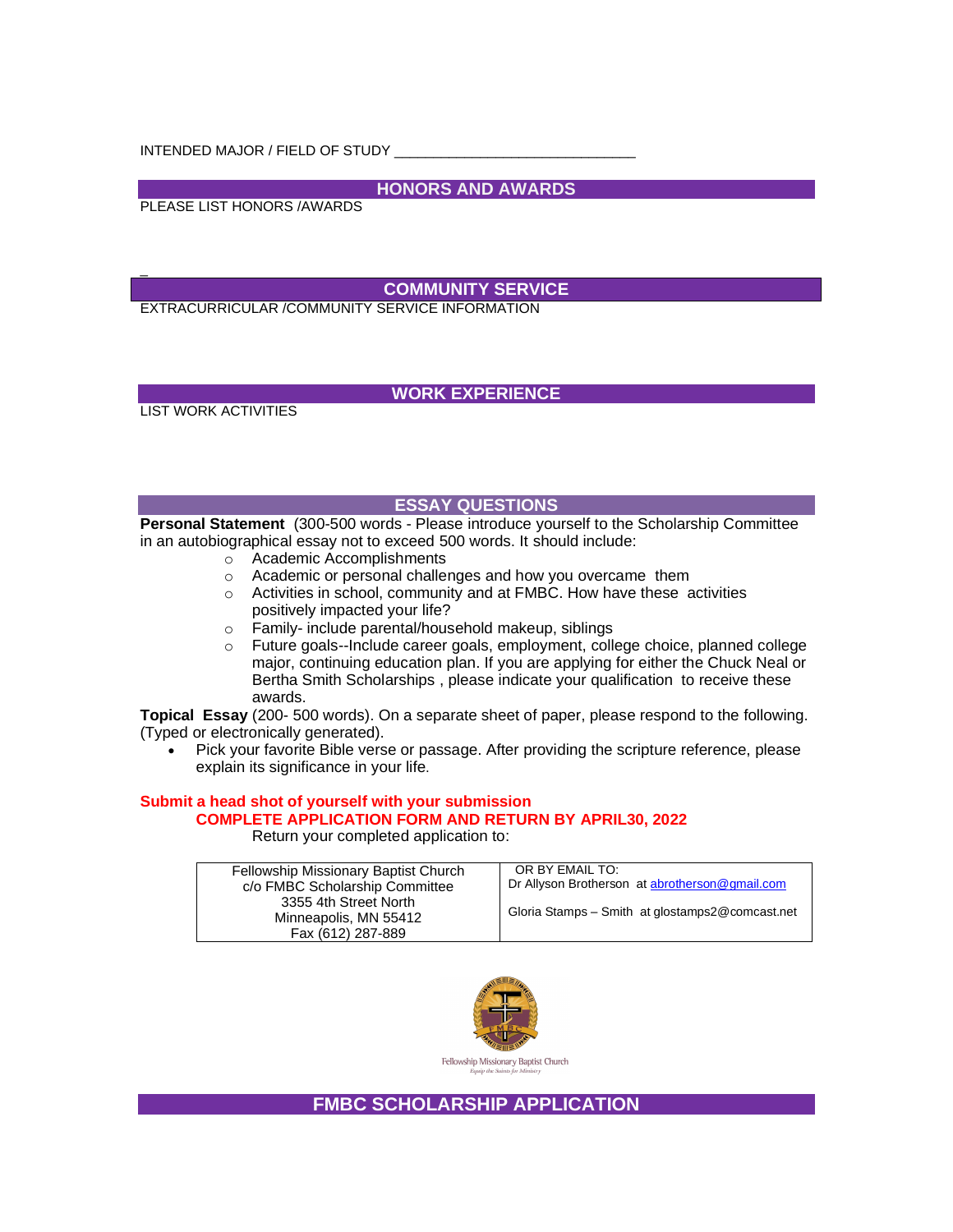INTENDED MAJOR / FIELD OF STUDY ______________________________

## HONORS AND AWARDS

PLEASE LIST HONORS /AWARDS

## COMMUNITY SERVICE

EXTRACURRICULAR /COMMUNITY SERVICE INFORMATION

## WORK EXPERIENCE

LIST WORK ACTIVITIES

## ESSAY QUESTIONS

**Personal Statement** (300-500 words - Please introduce yourself to the Scholarship Committee in an autobiographical essay not to exceed 500 words. It should include:

- Academic Accomplishments
- Academic or personal challenges and how you overcame them
- Activities in school, community and at FMBC. How have these activities positively impacted your life?
- Family- include parental/household makeup, siblings
- Future goals--Include career goals, employment, college choice, planned college major, continuing education plan. If you are applying for either the Chuck Neal or Bertha Smith Scholarships , please indicate your qualification to receive these awards.

**Topical Essay** (200- 500 words). On a separate sheet of paper, please respond to the following. (Typed or electronically generated).

- Pick your favorite Bible verse or passage. After providing the scripture reference, please explain its significance in your life.

**Submit a head shot of yourself with your submission**

**COMPLETE APPLICATION FORM AND RETURN BY APRIL30, 2022**

Return your completed application to:

| Fellowship Missionary Baptist Church<br>c/o FMBC Scholarship Committee<br>3355 4th Street North<br>Minneapolis, MN 55412<br>Fax (612) 287-889 | OR BY EMAIL TO:<br>Dr Allyson Brotherson at abrotherson@gmail.com<br><br>Gloria Stamps – Smith at glostamps2@comcast.net |
|---|---|

Fellowship Missionary Baptist Church
*Equip the Saints for Ministry*

## FMBC SCHOLARSHIP APPLICATION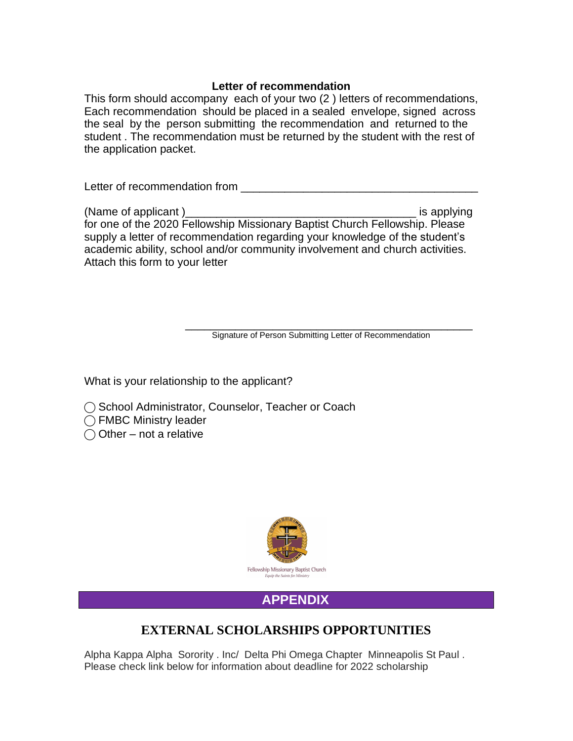**Letter of recommendation**

This form should accompany each of your two (2 ) letters of recommendations, Each recommendation should be placed in a sealed envelope, signed across the seal by the person submitting the recommendation and returned to the student . The recommendation must be returned by the student with the rest of the application packet.

Letter of recommendation from ______________________________________

(Name of applicant )____________________________________ is applying for one of the 2020 Fellowship Missionary Baptist Church Fellowship. Please supply a letter of recommendation regarding your knowledge of the student's academic ability, school and/or community involvement and church activities. Attach this form to your letter

______________________________________________
Signature of Person Submitting Letter of Recommendation

What is your relationship to the applicant?

◯ School Administrator, Counselor, Teacher or Coach
◯ FMBC Ministry leader
◯ Other – not a relative

Fellowship Missionary Baptist Church
*Equip the Saints for Ministry*

## APPENDIX

## EXTERNAL SCHOLARSHIPS OPPORTUNITIES

Alpha Kappa Alpha Sorority . Inc/ Delta Phi Omega Chapter Minneapolis St Paul .
Please check link below for information about deadline for 2022 scholarship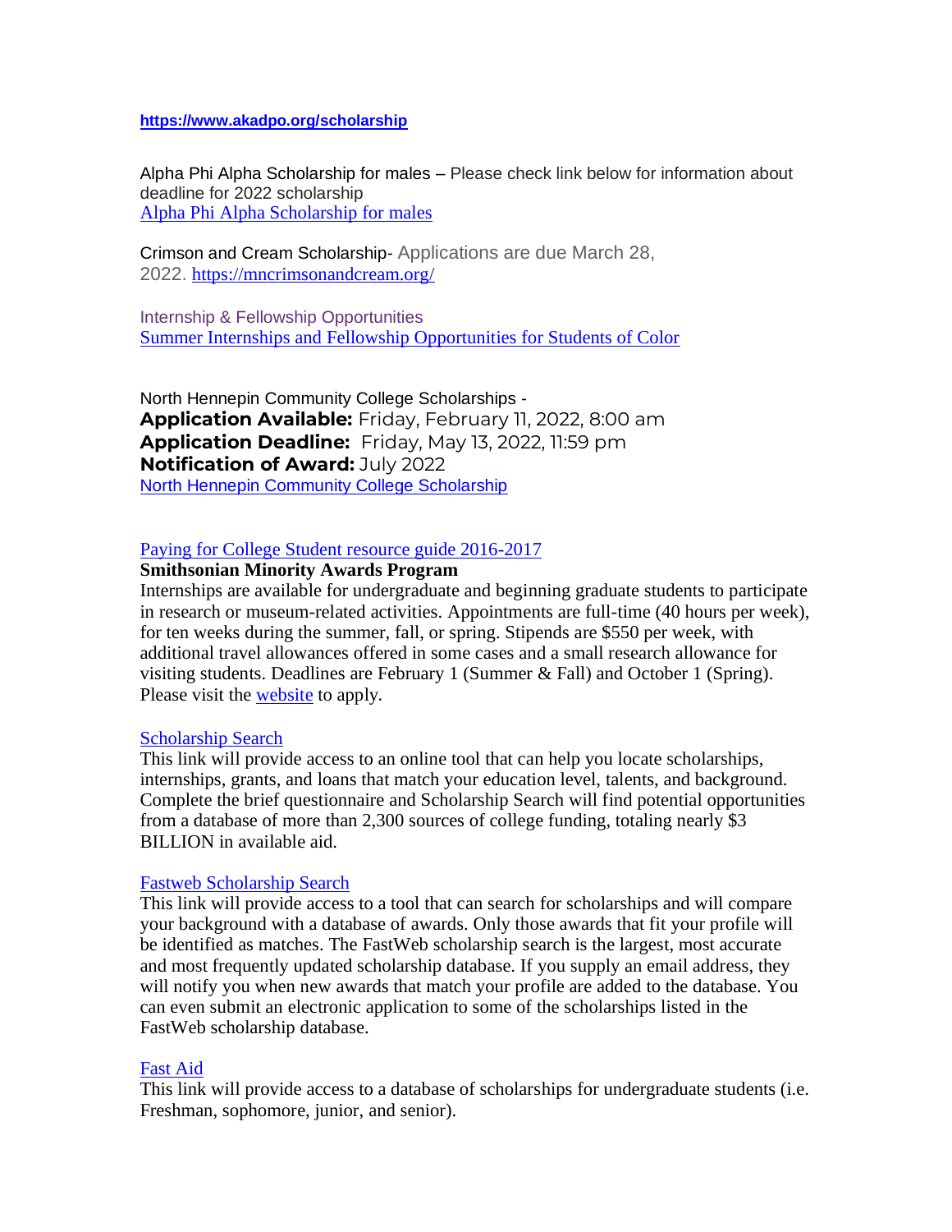**https://www.akadpo.org/scholarship**

Alpha Phi Alpha Scholarship for males – Please check link below for information about deadline for 2022 scholarship
Alpha Phi Alpha Scholarship for males

Crimson and Cream Scholarship- Applications are due March 28, 2022. https://mncrimsonandcream.org/

Internship & Fellowship Opportunities
Summer Internships and Fellowship Opportunities for Students of Color

North Hennepin Community College Scholarships -
**Application Available:** Friday, February 11, 2022, 8:00 am
**Application Deadline:** Friday, May 13, 2022, 11:59 pm
**Notification of Award:** July 2022
North Hennepin Community College Scholarship

Paying for College Student resource guide 2016-2017

**Smithsonian Minority Awards Program**
Internships are available for undergraduate and beginning graduate students to participate in research or museum-related activities. Appointments are full-time (40 hours per week), for ten weeks during the summer, fall, or spring. Stipends are $550 per week, with additional travel allowances offered in some cases and a small research allowance for visiting students. Deadlines are February 1 (Summer & Fall) and October 1 (Spring). Please visit the website to apply.

Scholarship Search
This link will provide access to an online tool that can help you locate scholarships, internships, grants, and loans that match your education level, talents, and background. Complete the brief questionnaire and Scholarship Search will find potential opportunities from a database of more than 2,300 sources of college funding, totaling nearly $3 BILLION in available aid.

Fastweb Scholarship Search
This link will provide access to a tool that can search for scholarships and will compare your background with a database of awards. Only those awards that fit your profile will be identified as matches. The FastWeb scholarship search is the largest, most accurate and most frequently updated scholarship database. If you supply an email address, they will notify you when new awards that match your profile are added to the database. You can even submit an electronic application to some of the scholarships listed in the FastWeb scholarship database.

Fast Aid
This link will provide access to a database of scholarships for undergraduate students (i.e. Freshman, sophomore, junior, and senior).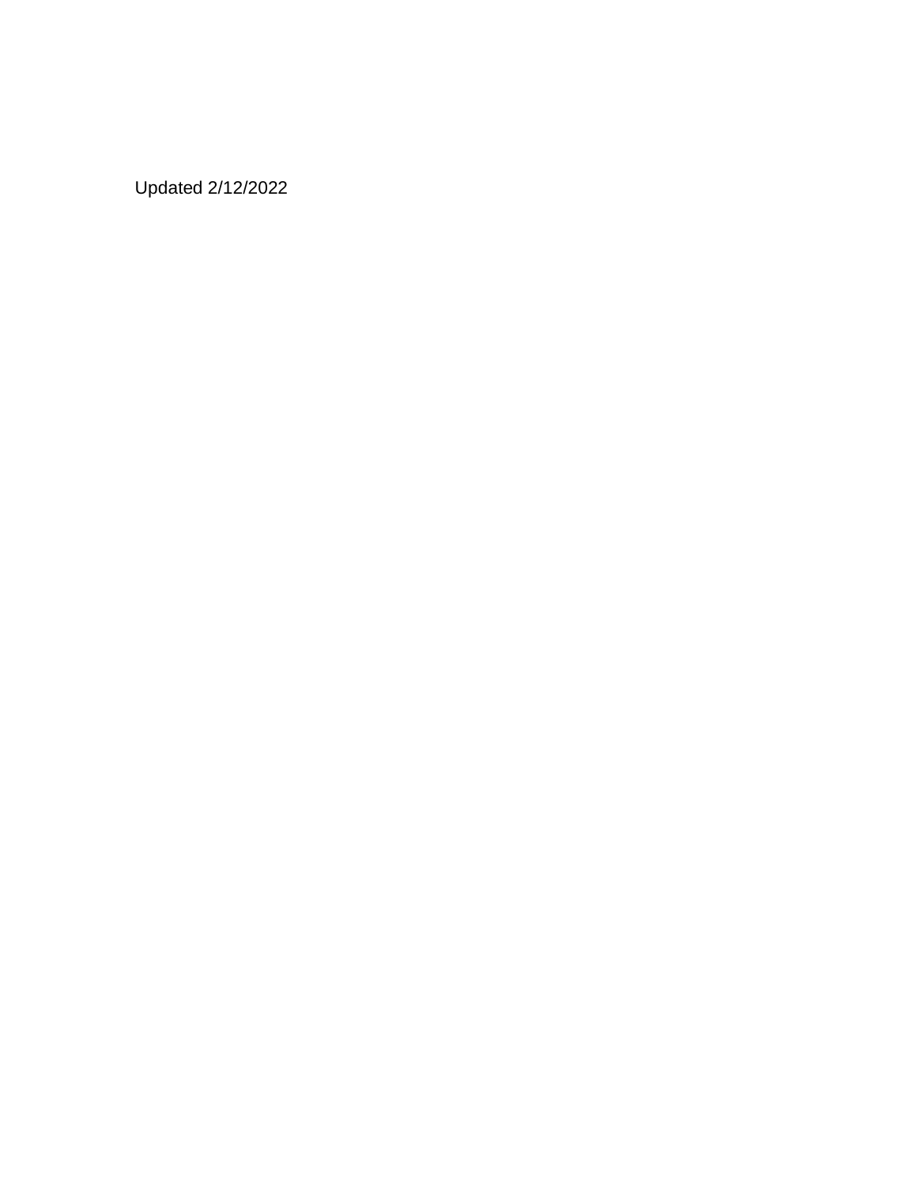Updated 2/12/2022